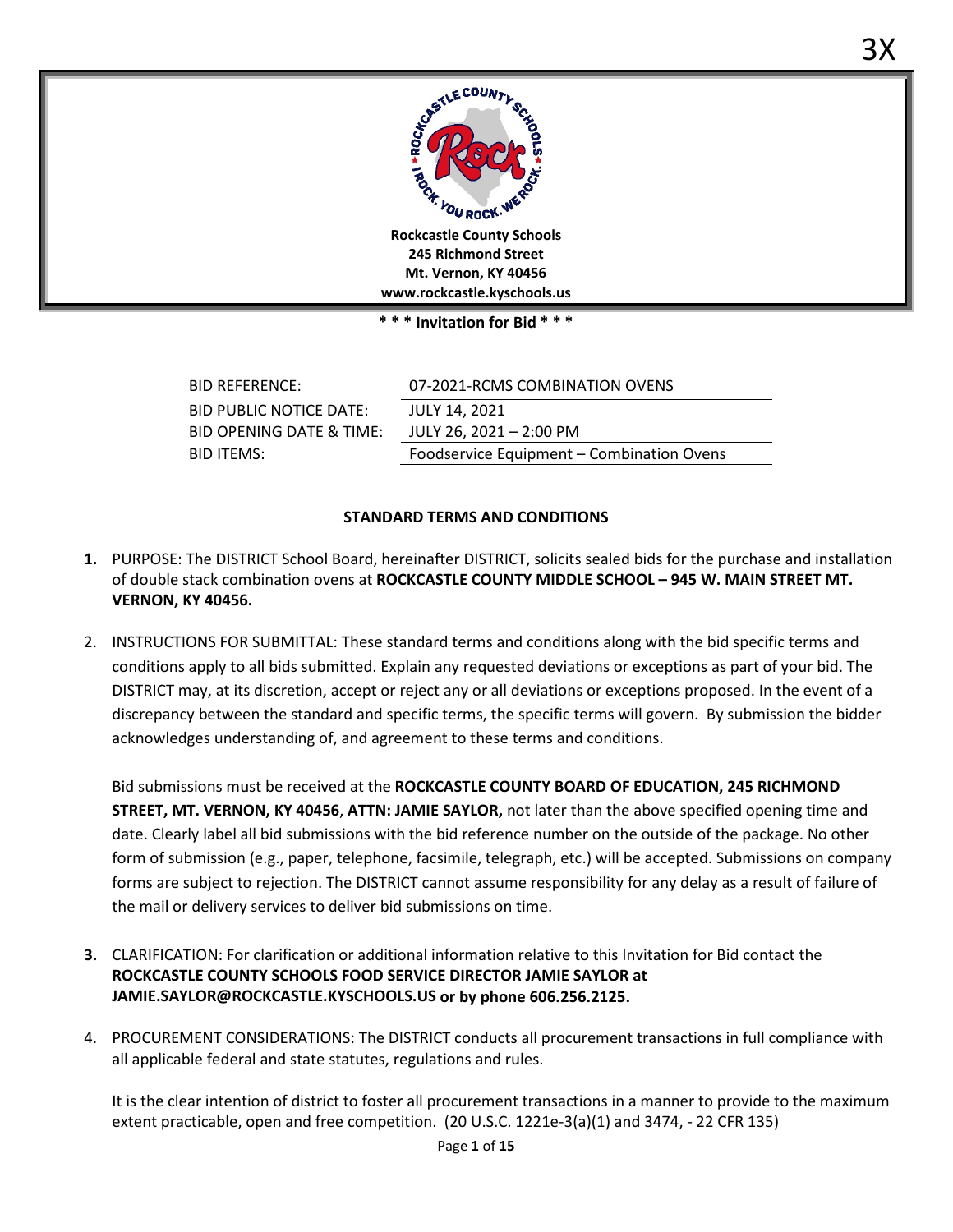3X

**Rockcastle County Schools**
**245 Richmond Street**
**Mt. Vernon, KY 40456**
**www.rockcastle.kyschools.us**

**\* \* \* Invitation for Bid \* \* \***

| | |
|---|---|
| BID REFERENCE: | 07-2021-RCMS COMBINATION OVENS |
| BID PUBLIC NOTICE DATE: | JULY 14, 2021 |
| BID OPENING DATE & TIME: | JULY 26, 2021 – 2:00 PM |
| BID ITEMS: | Foodservice Equipment – Combination Ovens |

## STANDARD TERMS AND CONDITIONS

1. PURPOSE: The DISTRICT School Board, hereinafter DISTRICT, solicits sealed bids for the purchase and installation of double stack combination ovens at **ROCKCASTLE COUNTY MIDDLE SCHOOL – 945 W. MAIN STREET MT. VERNON, KY 40456.**

2. INSTRUCTIONS FOR SUBMITTAL: These standard terms and conditions along with the bid specific terms and conditions apply to all bids submitted. Explain any requested deviations or exceptions as part of your bid. The DISTRICT may, at its discretion, accept or reject any or all deviations or exceptions proposed. In the event of a discrepancy between the standard and specific terms, the specific terms will govern. By submission the bidder acknowledges understanding of, and agreement to these terms and conditions.

   Bid submissions must be received at the **ROCKCASTLE COUNTY BOARD OF EDUCATION, 245 RICHMOND STREET, MT. VERNON, KY 40456**, **ATTN: JAMIE SAYLOR,** not later than the above specified opening time and date. Clearly label all bid submissions with the bid reference number on the outside of the package. No other form of submission (e.g., paper, telephone, facsimile, telegraph, etc.) will be accepted. Submissions on company forms are subject to rejection. The DISTRICT cannot assume responsibility for any delay as a result of failure of the mail or delivery services to deliver bid submissions on time.

3. CLARIFICATION: For clarification or additional information relative to this Invitation for Bid contact the **ROCKCASTLE COUNTY SCHOOLS FOOD SERVICE DIRECTOR JAMIE SAYLOR at JAMIE.SAYLOR@ROCKCASTLE.KYSCHOOLS.US or by phone 606.256.2125.**

4. PROCUREMENT CONSIDERATIONS: The DISTRICT conducts all procurement transactions in full compliance with all applicable federal and state statutes, regulations and rules.

   It is the clear intention of district to foster all procurement transactions in a manner to provide to the maximum extent practicable, open and free competition. (20 U.S.C. 1221e-3(a)(1) and 3474, - 22 CFR 135)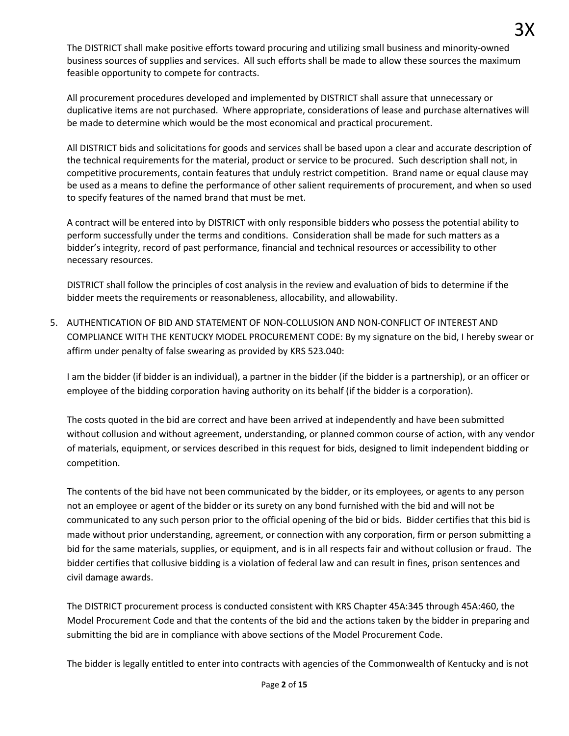The DISTRICT shall make positive efforts toward procuring and utilizing small business and minority-owned business sources of supplies and services. All such efforts shall be made to allow these sources the maximum feasible opportunity to compete for contracts.

All procurement procedures developed and implemented by DISTRICT shall assure that unnecessary or duplicative items are not purchased. Where appropriate, considerations of lease and purchase alternatives will be made to determine which would be the most economical and practical procurement.

All DISTRICT bids and solicitations for goods and services shall be based upon a clear and accurate description of the technical requirements for the material, product or service to be procured. Such description shall not, in competitive procurements, contain features that unduly restrict competition. Brand name or equal clause may be used as a means to define the performance of other salient requirements of procurement, and when so used to specify features of the named brand that must be met.

A contract will be entered into by DISTRICT with only responsible bidders who possess the potential ability to perform successfully under the terms and conditions. Consideration shall be made for such matters as a bidder's integrity, record of past performance, financial and technical resources or accessibility to other necessary resources.

DISTRICT shall follow the principles of cost analysis in the review and evaluation of bids to determine if the bidder meets the requirements or reasonableness, allocability, and allowability.

5. AUTHENTICATION OF BID AND STATEMENT OF NON-COLLUSION AND NON-CONFLICT OF INTEREST AND COMPLIANCE WITH THE KENTUCKY MODEL PROCUREMENT CODE: By my signature on the bid, I hereby swear or affirm under penalty of false swearing as provided by KRS 523.040:

   I am the bidder (if bidder is an individual), a partner in the bidder (if the bidder is a partnership), or an officer or employee of the bidding corporation having authority on its behalf (if the bidder is a corporation).

   The costs quoted in the bid are correct and have been arrived at independently and have been submitted without collusion and without agreement, understanding, or planned common course of action, with any vendor of materials, equipment, or services described in this request for bids, designed to limit independent bidding or competition.

   The contents of the bid have not been communicated by the bidder, or its employees, or agents to any person not an employee or agent of the bidder or its surety on any bond furnished with the bid and will not be communicated to any such person prior to the official opening of the bid or bids. Bidder certifies that this bid is made without prior understanding, agreement, or connection with any corporation, firm or person submitting a bid for the same materials, supplies, or equipment, and is in all respects fair and without collusion or fraud. The bidder certifies that collusive bidding is a violation of federal law and can result in fines, prison sentences and civil damage awards.

   The DISTRICT procurement process is conducted consistent with KRS Chapter 45A:345 through 45A:460, the Model Procurement Code and that the contents of the bid and the actions taken by the bidder in preparing and submitting the bid are in compliance with above sections of the Model Procurement Code.

   The bidder is legally entitled to enter into contracts with agencies of the Commonwealth of Kentucky and is not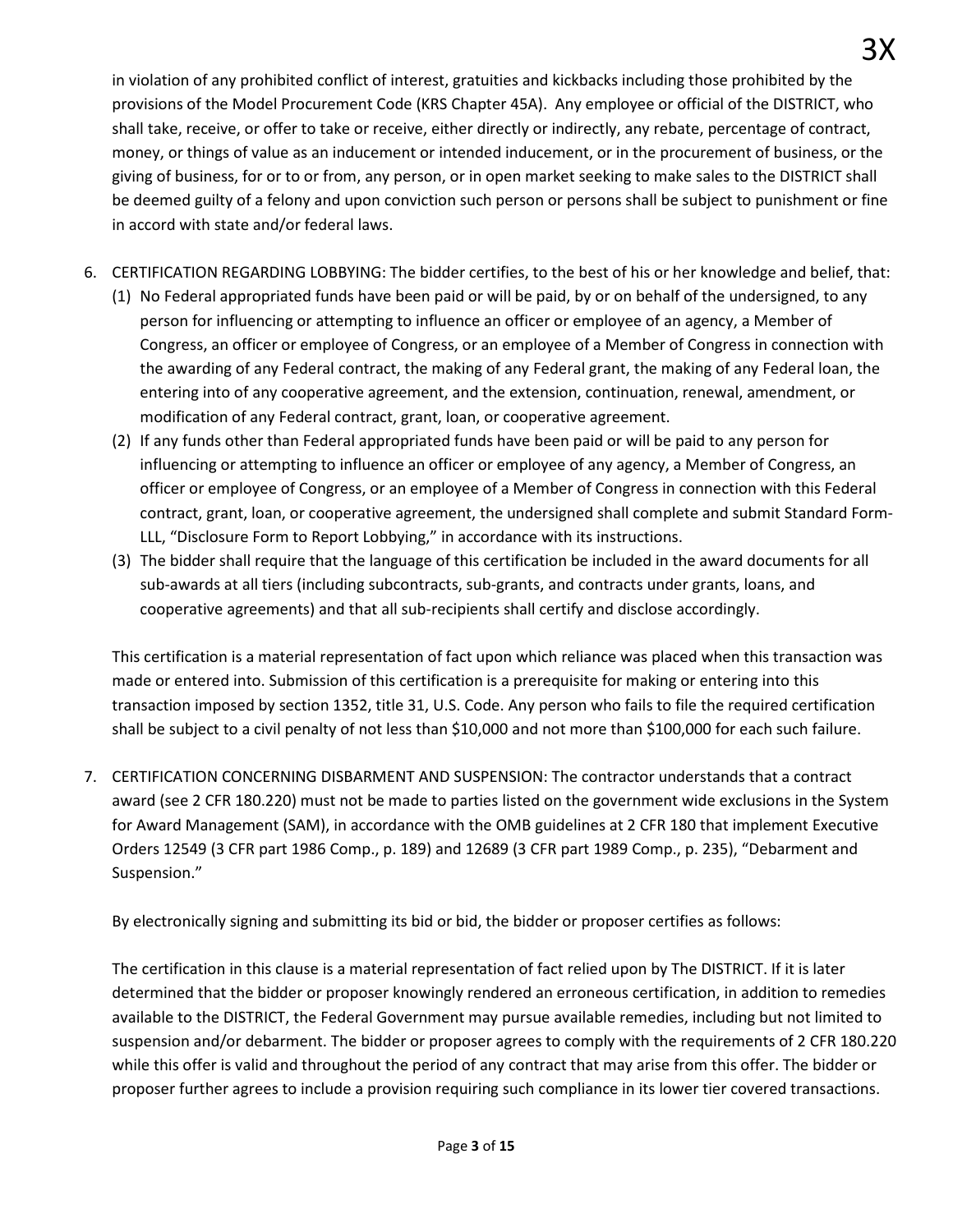in violation of any prohibited conflict of interest, gratuities and kickbacks including those prohibited by the provisions of the Model Procurement Code (KRS Chapter 45A). Any employee or official of the DISTRICT, who shall take, receive, or offer to take or receive, either directly or indirectly, any rebate, percentage of contract, money, or things of value as an inducement or intended inducement, or in the procurement of business, or the giving of business, for or to or from, any person, or in open market seeking to make sales to the DISTRICT shall be deemed guilty of a felony and upon conviction such person or persons shall be subject to punishment or fine in accord with state and/or federal laws.

6. CERTIFICATION REGARDING LOBBYING: The bidder certifies, to the best of his or her knowledge and belief, that:
   (1) No Federal appropriated funds have been paid or will be paid, by or on behalf of the undersigned, to any person for influencing or attempting to influence an officer or employee of an agency, a Member of Congress, an officer or employee of Congress, or an employee of a Member of Congress in connection with the awarding of any Federal contract, the making of any Federal grant, the making of any Federal loan, the entering into of any cooperative agreement, and the extension, continuation, renewal, amendment, or modification of any Federal contract, grant, loan, or cooperative agreement.
   (2) If any funds other than Federal appropriated funds have been paid or will be paid to any person for influencing or attempting to influence an officer or employee of any agency, a Member of Congress, an officer or employee of Congress, or an employee of a Member of Congress in connection with this Federal contract, grant, loan, or cooperative agreement, the undersigned shall complete and submit Standard Form-LLL, "Disclosure Form to Report Lobbying," in accordance with its instructions.
   (3) The bidder shall require that the language of this certification be included in the award documents for all sub-awards at all tiers (including subcontracts, sub-grants, and contracts under grants, loans, and cooperative agreements) and that all sub-recipients shall certify and disclose accordingly.

   This certification is a material representation of fact upon which reliance was placed when this transaction was made or entered into. Submission of this certification is a prerequisite for making or entering into this transaction imposed by section 1352, title 31, U.S. Code. Any person who fails to file the required certification shall be subject to a civil penalty of not less than $10,000 and not more than $100,000 for each such failure.

7. CERTIFICATION CONCERNING DISBARMENT AND SUSPENSION: The contractor understands that a contract award (see 2 CFR 180.220) must not be made to parties listed on the government wide exclusions in the System for Award Management (SAM), in accordance with the OMB guidelines at 2 CFR 180 that implement Executive Orders 12549 (3 CFR part 1986 Comp., p. 189) and 12689 (3 CFR part 1989 Comp., p. 235), "Debarment and Suspension."

   By electronically signing and submitting its bid or bid, the bidder or proposer certifies as follows:

   The certification in this clause is a material representation of fact relied upon by The DISTRICT. If it is later determined that the bidder or proposer knowingly rendered an erroneous certification, in addition to remedies available to the DISTRICT, the Federal Government may pursue available remedies, including but not limited to suspension and/or debarment. The bidder or proposer agrees to comply with the requirements of 2 CFR 180.220 while this offer is valid and throughout the period of any contract that may arise from this offer. The bidder or proposer further agrees to include a provision requiring such compliance in its lower tier covered transactions.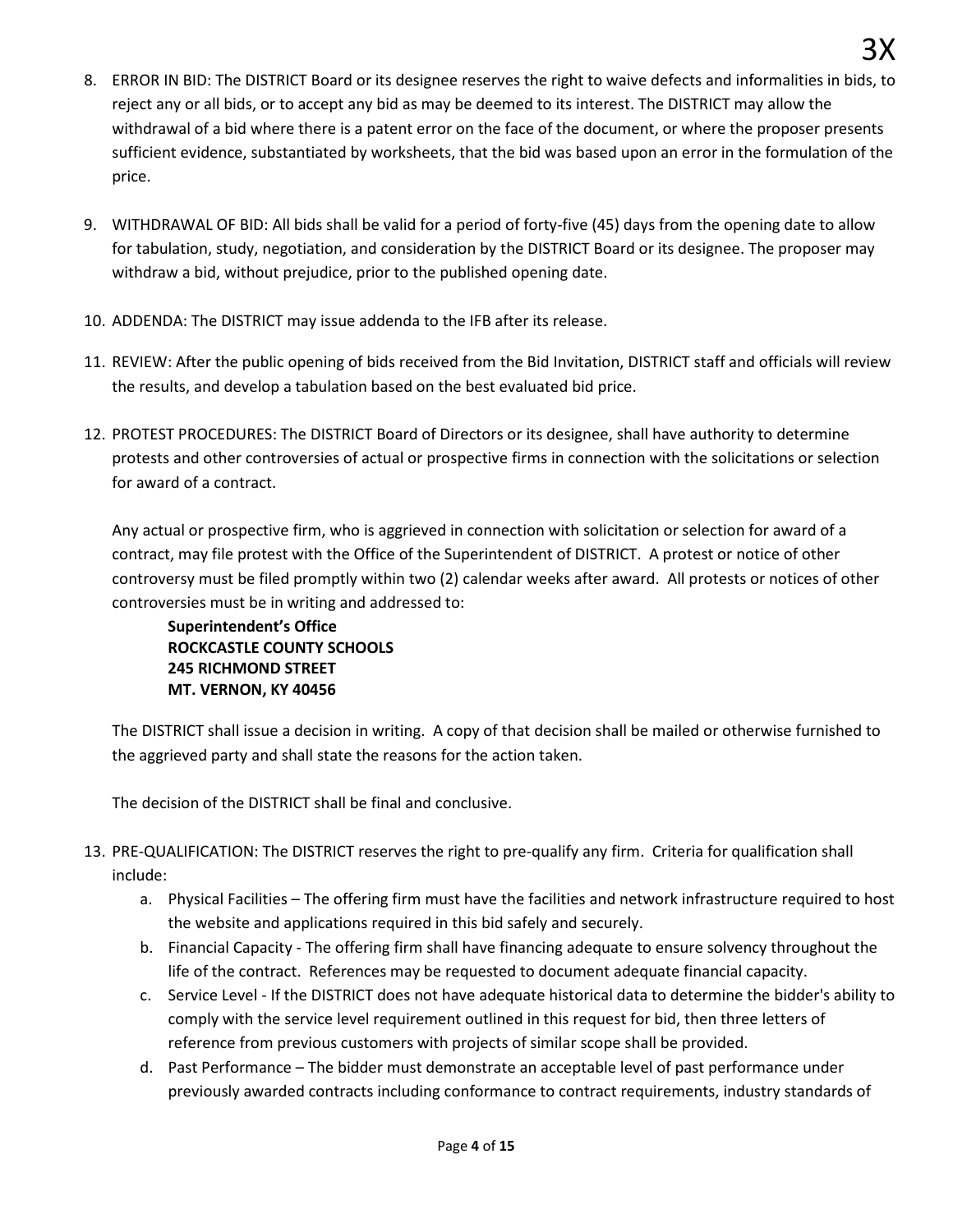8. ERROR IN BID: The DISTRICT Board or its designee reserves the right to waive defects and informalities in bids, to reject any or all bids, or to accept any bid as may be deemed to its interest. The DISTRICT may allow the withdrawal of a bid where there is a patent error on the face of the document, or where the proposer presents sufficient evidence, substantiated by worksheets, that the bid was based upon an error in the formulation of the price.

9. WITHDRAWAL OF BID: All bids shall be valid for a period of forty-five (45) days from the opening date to allow for tabulation, study, negotiation, and consideration by the DISTRICT Board or its designee. The proposer may withdraw a bid, without prejudice, prior to the published opening date.

10. ADDENDA: The DISTRICT may issue addenda to the IFB after its release.

11. REVIEW: After the public opening of bids received from the Bid Invitation, DISTRICT staff and officials will review the results, and develop a tabulation based on the best evaluated bid price.

12. PROTEST PROCEDURES: The DISTRICT Board of Directors or its designee, shall have authority to determine protests and other controversies of actual or prospective firms in connection with the solicitations or selection for award of a contract.

    Any actual or prospective firm, who is aggrieved in connection with solicitation or selection for award of a contract, may file protest with the Office of the Superintendent of DISTRICT. A protest or notice of other controversy must be filed promptly within two (2) calendar weeks after award. All protests or notices of other controversies must be in writing and addressed to:

    **Superintendent's Office**
    **ROCKCASTLE COUNTY SCHOOLS**
    **245 RICHMOND STREET**
    **MT. VERNON, KY 40456**

    The DISTRICT shall issue a decision in writing. A copy of that decision shall be mailed or otherwise furnished to the aggrieved party and shall state the reasons for the action taken.

    The decision of the DISTRICT shall be final and conclusive.

13. PRE-QUALIFICATION: The DISTRICT reserves the right to pre-qualify any firm. Criteria for qualification shall include:
    a. Physical Facilities – The offering firm must have the facilities and network infrastructure required to host the website and applications required in this bid safely and securely.
    b. Financial Capacity - The offering firm shall have financing adequate to ensure solvency throughout the life of the contract. References may be requested to document adequate financial capacity.
    c. Service Level - If the DISTRICT does not have adequate historical data to determine the bidder's ability to comply with the service level requirement outlined in this request for bid, then three letters of reference from previous customers with projects of similar scope shall be provided.
    d. Past Performance – The bidder must demonstrate an acceptable level of past performance under previously awarded contracts including conformance to contract requirements, industry standards of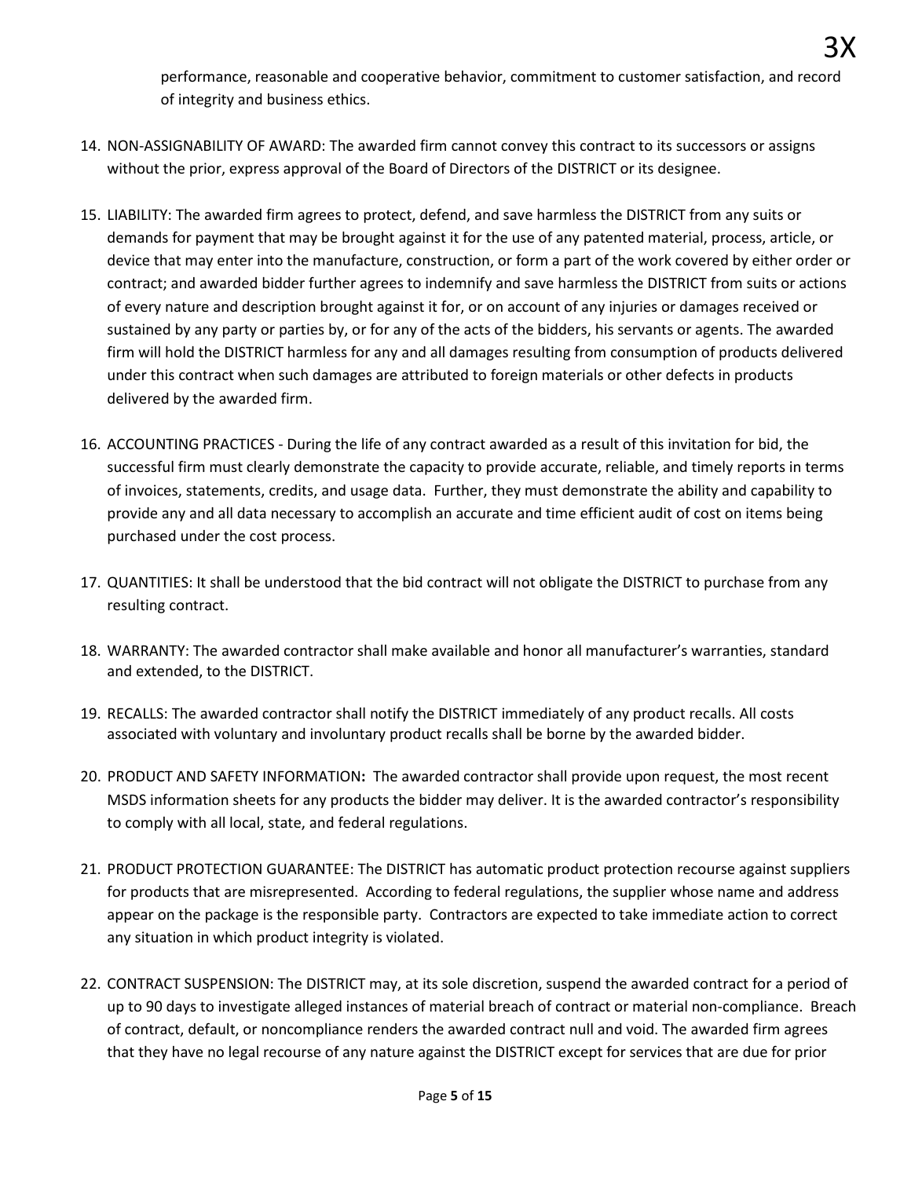performance, reasonable and cooperative behavior, commitment to customer satisfaction, and record of integrity and business ethics.

14. NON-ASSIGNABILITY OF AWARD: The awarded firm cannot convey this contract to its successors or assigns without the prior, express approval of the Board of Directors of the DISTRICT or its designee.

15. LIABILITY: The awarded firm agrees to protect, defend, and save harmless the DISTRICT from any suits or demands for payment that may be brought against it for the use of any patented material, process, article, or device that may enter into the manufacture, construction, or form a part of the work covered by either order or contract; and awarded bidder further agrees to indemnify and save harmless the DISTRICT from suits or actions of every nature and description brought against it for, or on account of any injuries or damages received or sustained by any party or parties by, or for any of the acts of the bidders, his servants or agents. The awarded firm will hold the DISTRICT harmless for any and all damages resulting from consumption of products delivered under this contract when such damages are attributed to foreign materials or other defects in products delivered by the awarded firm.

16. ACCOUNTING PRACTICES - During the life of any contract awarded as a result of this invitation for bid, the successful firm must clearly demonstrate the capacity to provide accurate, reliable, and timely reports in terms of invoices, statements, credits, and usage data. Further, they must demonstrate the ability and capability to provide any and all data necessary to accomplish an accurate and time efficient audit of cost on items being purchased under the cost process.

17. QUANTITIES: It shall be understood that the bid contract will not obligate the DISTRICT to purchase from any resulting contract.

18. WARRANTY: The awarded contractor shall make available and honor all manufacturer's warranties, standard and extended, to the DISTRICT.

19. RECALLS: The awarded contractor shall notify the DISTRICT immediately of any product recalls. All costs associated with voluntary and involuntary product recalls shall be borne by the awarded bidder.

20. PRODUCT AND SAFETY INFORMATION**:** The awarded contractor shall provide upon request, the most recent MSDS information sheets for any products the bidder may deliver. It is the awarded contractor's responsibility to comply with all local, state, and federal regulations.

21. PRODUCT PROTECTION GUARANTEE: The DISTRICT has automatic product protection recourse against suppliers for products that are misrepresented. According to federal regulations, the supplier whose name and address appear on the package is the responsible party. Contractors are expected to take immediate action to correct any situation in which product integrity is violated.

22. CONTRACT SUSPENSION: The DISTRICT may, at its sole discretion, suspend the awarded contract for a period of up to 90 days to investigate alleged instances of material breach of contract or material non-compliance. Breach of contract, default, or noncompliance renders the awarded contract null and void. The awarded firm agrees that they have no legal recourse of any nature against the DISTRICT except for services that are due for prior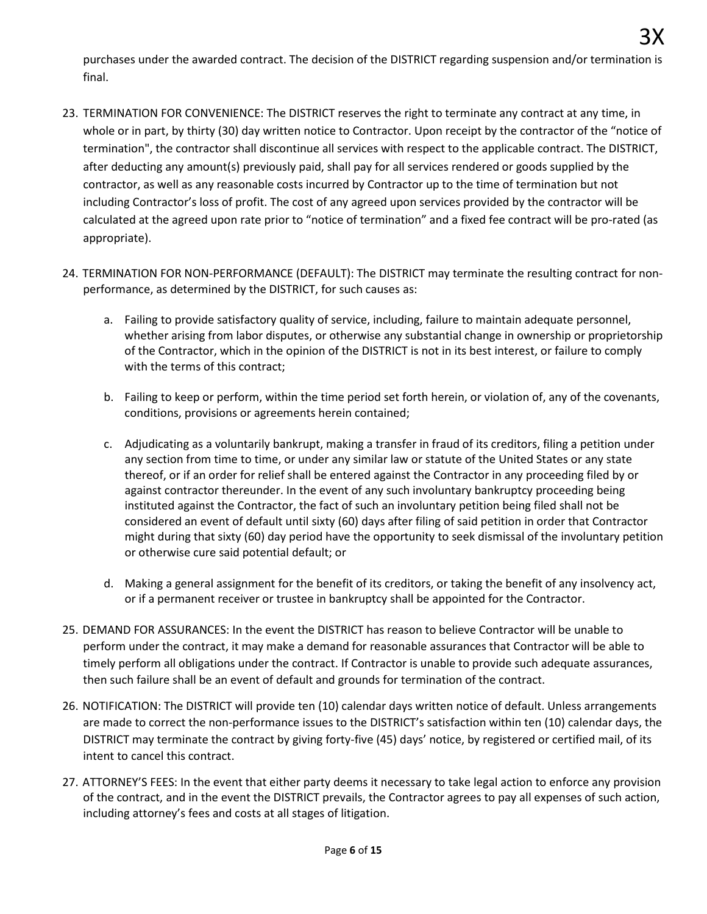purchases under the awarded contract. The decision of the DISTRICT regarding suspension and/or termination is final.

23. TERMINATION FOR CONVENIENCE: The DISTRICT reserves the right to terminate any contract at any time, in whole or in part, by thirty (30) day written notice to Contractor. Upon receipt by the contractor of the "notice of termination", the contractor shall discontinue all services with respect to the applicable contract. The DISTRICT, after deducting any amount(s) previously paid, shall pay for all services rendered or goods supplied by the contractor, as well as any reasonable costs incurred by Contractor up to the time of termination but not including Contractor's loss of profit. The cost of any agreed upon services provided by the contractor will be calculated at the agreed upon rate prior to "notice of termination" and a fixed fee contract will be pro-rated (as appropriate).

24. TERMINATION FOR NON-PERFORMANCE (DEFAULT): The DISTRICT may terminate the resulting contract for non-performance, as determined by the DISTRICT, for such causes as:

    a. Failing to provide satisfactory quality of service, including, failure to maintain adequate personnel, whether arising from labor disputes, or otherwise any substantial change in ownership or proprietorship of the Contractor, which in the opinion of the DISTRICT is not in its best interest, or failure to comply with the terms of this contract;

    b. Failing to keep or perform, within the time period set forth herein, or violation of, any of the covenants, conditions, provisions or agreements herein contained;

    c. Adjudicating as a voluntarily bankrupt, making a transfer in fraud of its creditors, filing a petition under any section from time to time, or under any similar law or statute of the United States or any state thereof, or if an order for relief shall be entered against the Contractor in any proceeding filed by or against contractor thereunder. In the event of any such involuntary bankruptcy proceeding being instituted against the Contractor, the fact of such an involuntary petition being filed shall not be considered an event of default until sixty (60) days after filing of said petition in order that Contractor might during that sixty (60) day period have the opportunity to seek dismissal of the involuntary petition or otherwise cure said potential default; or

    d. Making a general assignment for the benefit of its creditors, or taking the benefit of any insolvency act, or if a permanent receiver or trustee in bankruptcy shall be appointed for the Contractor.

25. DEMAND FOR ASSURANCES: In the event the DISTRICT has reason to believe Contractor will be unable to perform under the contract, it may make a demand for reasonable assurances that Contractor will be able to timely perform all obligations under the contract. If Contractor is unable to provide such adequate assurances, then such failure shall be an event of default and grounds for termination of the contract.

26. NOTIFICATION: The DISTRICT will provide ten (10) calendar days written notice of default. Unless arrangements are made to correct the non-performance issues to the DISTRICT's satisfaction within ten (10) calendar days, the DISTRICT may terminate the contract by giving forty-five (45) days' notice, by registered or certified mail, of its intent to cancel this contract.

27. ATTORNEY'S FEES: In the event that either party deems it necessary to take legal action to enforce any provision of the contract, and in the event the DISTRICT prevails, the Contractor agrees to pay all expenses of such action, including attorney's fees and costs at all stages of litigation.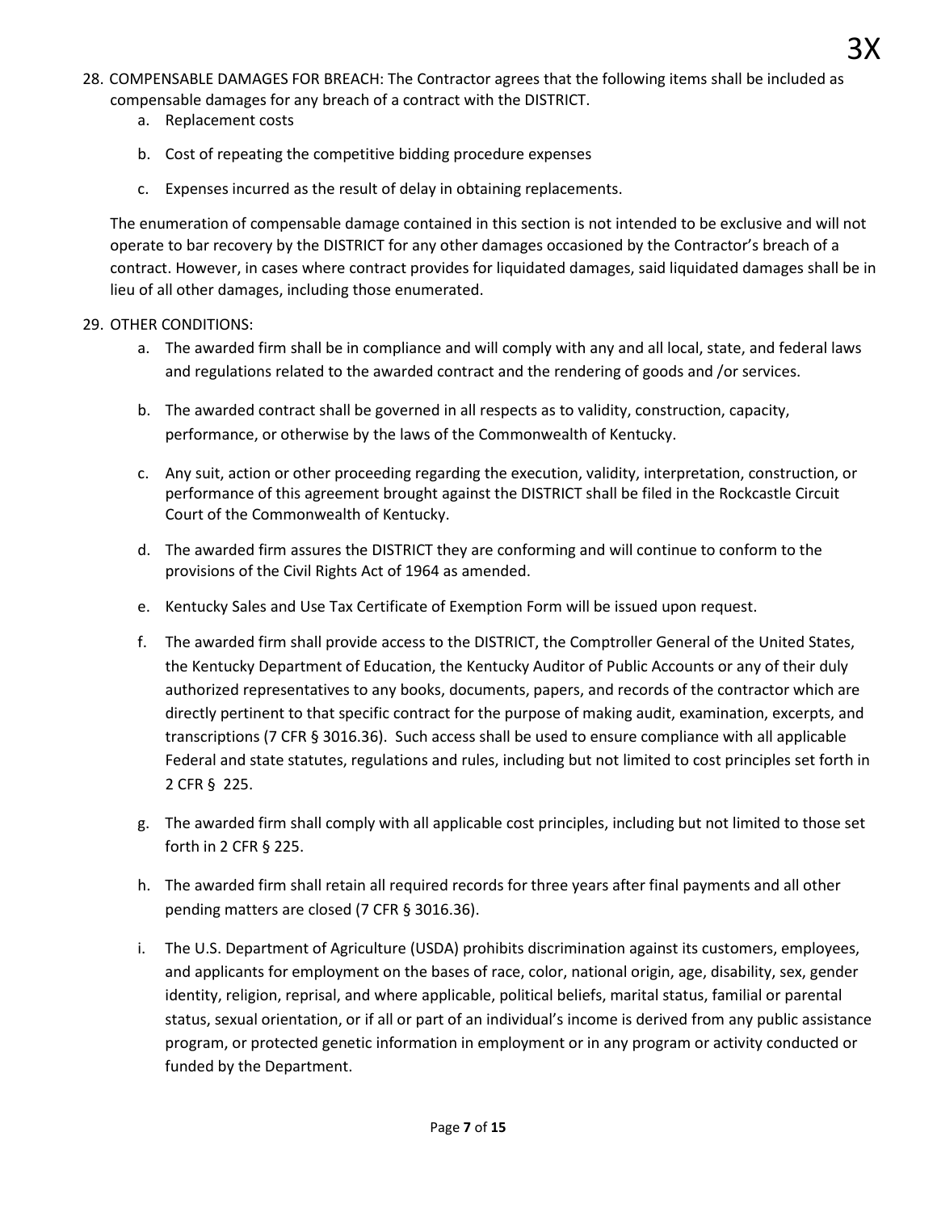28. COMPENSABLE DAMAGES FOR BREACH: The Contractor agrees that the following items shall be included as compensable damages for any breach of a contract with the DISTRICT.
    a. Replacement costs
    b. Cost of repeating the competitive bidding procedure expenses
    c. Expenses incurred as the result of delay in obtaining replacements.

    The enumeration of compensable damage contained in this section is not intended to be exclusive and will not operate to bar recovery by the DISTRICT for any other damages occasioned by the Contractor's breach of a contract. However, in cases where contract provides for liquidated damages, said liquidated damages shall be in lieu of all other damages, including those enumerated.

29. OTHER CONDITIONS:
    a. The awarded firm shall be in compliance and will comply with any and all local, state, and federal laws and regulations related to the awarded contract and the rendering of goods and /or services.
    b. The awarded contract shall be governed in all respects as to validity, construction, capacity, performance, or otherwise by the laws of the Commonwealth of Kentucky.
    c. Any suit, action or other proceeding regarding the execution, validity, interpretation, construction, or performance of this agreement brought against the DISTRICT shall be filed in the Rockcastle Circuit Court of the Commonwealth of Kentucky.
    d. The awarded firm assures the DISTRICT they are conforming and will continue to conform to the provisions of the Civil Rights Act of 1964 as amended.
    e. Kentucky Sales and Use Tax Certificate of Exemption Form will be issued upon request.
    f. The awarded firm shall provide access to the DISTRICT, the Comptroller General of the United States, the Kentucky Department of Education, the Kentucky Auditor of Public Accounts or any of their duly authorized representatives to any books, documents, papers, and records of the contractor which are directly pertinent to that specific contract for the purpose of making audit, examination, excerpts, and transcriptions (7 CFR § 3016.36). Such access shall be used to ensure compliance with all applicable Federal and state statutes, regulations and rules, including but not limited to cost principles set forth in 2 CFR § 225.
    g. The awarded firm shall comply with all applicable cost principles, including but not limited to those set forth in 2 CFR § 225.
    h. The awarded firm shall retain all required records for three years after final payments and all other pending matters are closed (7 CFR § 3016.36).
    i. The U.S. Department of Agriculture (USDA) prohibits discrimination against its customers, employees, and applicants for employment on the bases of race, color, national origin, age, disability, sex, gender identity, religion, reprisal, and where applicable, political beliefs, marital status, familial or parental status, sexual orientation, or if all or part of an individual's income is derived from any public assistance program, or protected genetic information in employment or in any program or activity conducted or funded by the Department.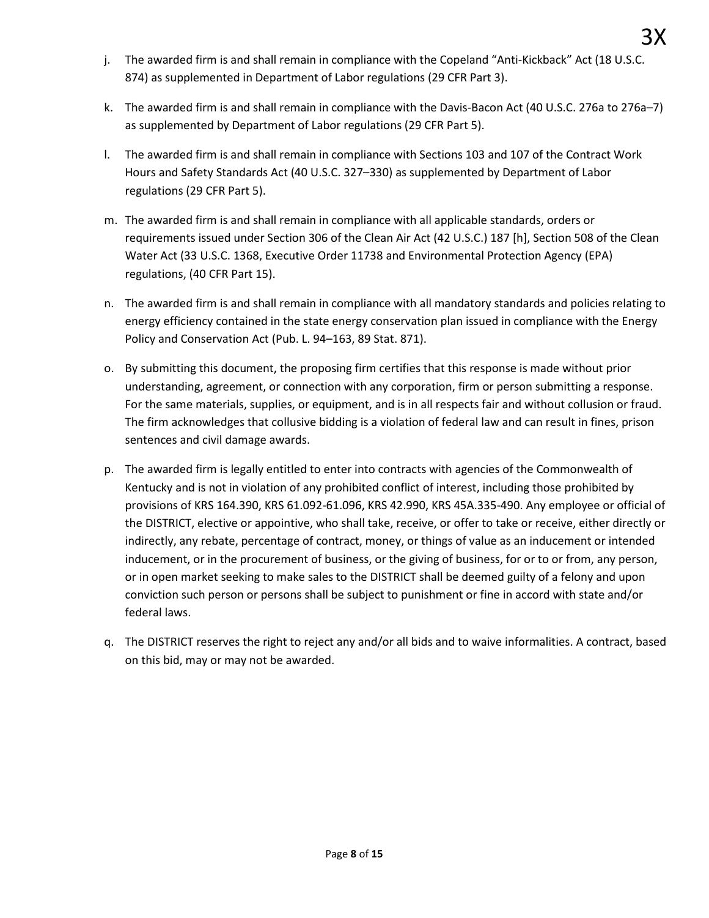j. The awarded firm is and shall remain in compliance with the Copeland "Anti-Kickback" Act (18 U.S.C. 874) as supplemented in Department of Labor regulations (29 CFR Part 3).

k. The awarded firm is and shall remain in compliance with the Davis-Bacon Act (40 U.S.C. 276a to 276a–7) as supplemented by Department of Labor regulations (29 CFR Part 5).

l. The awarded firm is and shall remain in compliance with Sections 103 and 107 of the Contract Work Hours and Safety Standards Act (40 U.S.C. 327–330) as supplemented by Department of Labor regulations (29 CFR Part 5).

m. The awarded firm is and shall remain in compliance with all applicable standards, orders or requirements issued under Section 306 of the Clean Air Act (42 U.S.C.) 187 [h], Section 508 of the Clean Water Act (33 U.S.C. 1368, Executive Order 11738 and Environmental Protection Agency (EPA) regulations, (40 CFR Part 15).

n. The awarded firm is and shall remain in compliance with all mandatory standards and policies relating to energy efficiency contained in the state energy conservation plan issued in compliance with the Energy Policy and Conservation Act (Pub. L. 94–163, 89 Stat. 871).

o. By submitting this document, the proposing firm certifies that this response is made without prior understanding, agreement, or connection with any corporation, firm or person submitting a response. For the same materials, supplies, or equipment, and is in all respects fair and without collusion or fraud. The firm acknowledges that collusive bidding is a violation of federal law and can result in fines, prison sentences and civil damage awards.

p. The awarded firm is legally entitled to enter into contracts with agencies of the Commonwealth of Kentucky and is not in violation of any prohibited conflict of interest, including those prohibited by provisions of KRS 164.390, KRS 61.092-61.096, KRS 42.990, KRS 45A.335-490. Any employee or official of the DISTRICT, elective or appointive, who shall take, receive, or offer to take or receive, either directly or indirectly, any rebate, percentage of contract, money, or things of value as an inducement or intended inducement, or in the procurement of business, or the giving of business, for or to or from, any person, or in open market seeking to make sales to the DISTRICT shall be deemed guilty of a felony and upon conviction such person or persons shall be subject to punishment or fine in accord with state and/or federal laws.

q. The DISTRICT reserves the right to reject any and/or all bids and to waive informalities. A contract, based on this bid, may or may not be awarded.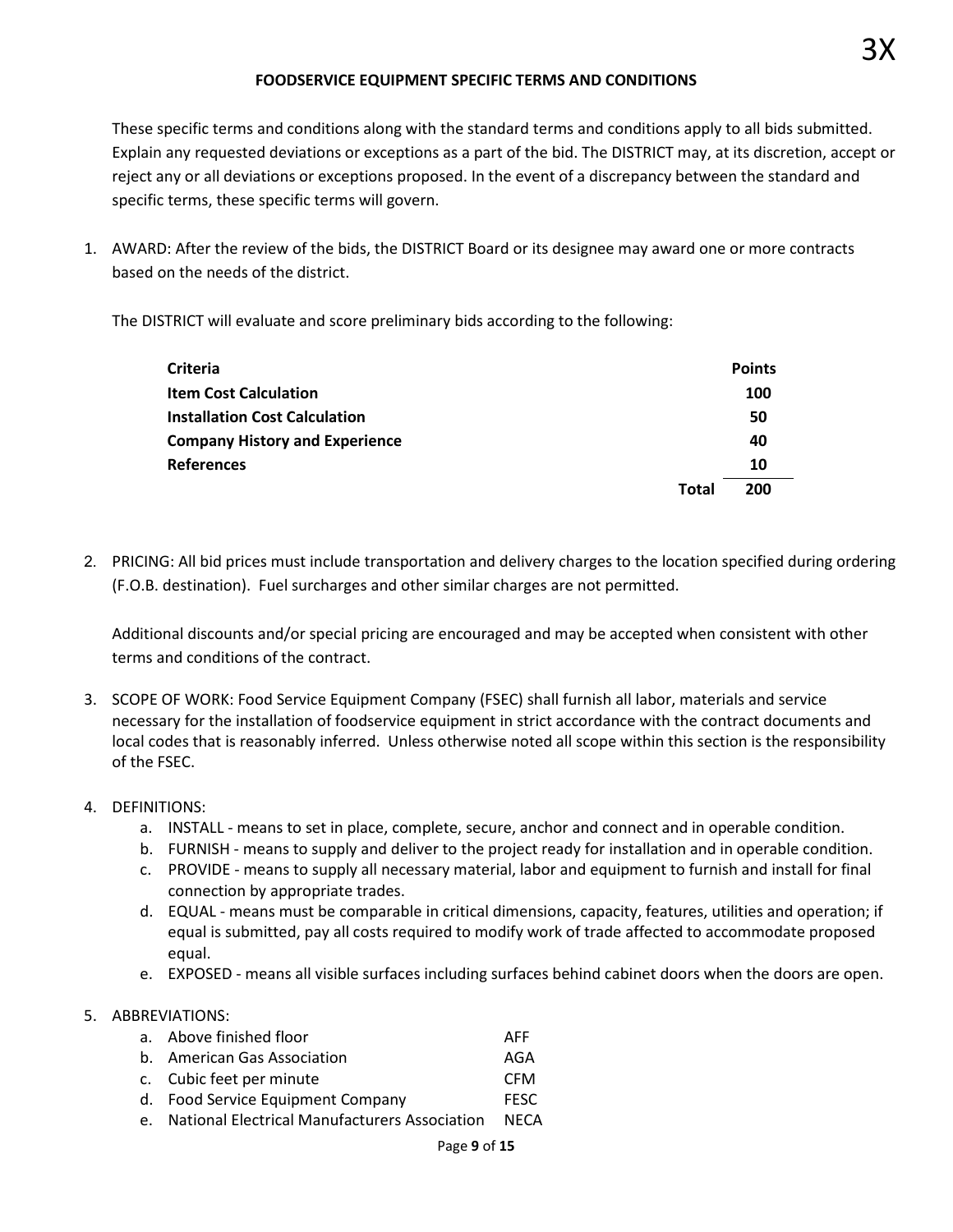3X

## FOODSERVICE EQUIPMENT SPECIFIC TERMS AND CONDITIONS

These specific terms and conditions along with the standard terms and conditions apply to all bids submitted. Explain any requested deviations or exceptions as a part of the bid. The DISTRICT may, at its discretion, accept or reject any or all deviations or exceptions proposed. In the event of a discrepancy between the standard and specific terms, these specific terms will govern.

1. AWARD: After the review of the bids, the DISTRICT Board or its designee may award one or more contracts based on the needs of the district.

   The DISTRICT will evaluate and score preliminary bids according to the following:

   | Criteria | Points |
   |---|---|
   | **Item Cost Calculation** | **100** |
   | **Installation Cost Calculation** | **50** |
   | **Company History and Experience** | **40** |
   | **References** | **10** |
   | **Total** | **200** |

2. PRICING: All bid prices must include transportation and delivery charges to the location specified during ordering (F.O.B. destination). Fuel surcharges and other similar charges are not permitted.

   Additional discounts and/or special pricing are encouraged and may be accepted when consistent with other terms and conditions of the contract.

3. SCOPE OF WORK: Food Service Equipment Company (FSEC) shall furnish all labor, materials and service necessary for the installation of foodservice equipment in strict accordance with the contract documents and local codes that is reasonably inferred. Unless otherwise noted all scope within this section is the responsibility of the FSEC.

4. DEFINITIONS:
   a. INSTALL - means to set in place, complete, secure, anchor and connect and in operable condition.
   b. FURNISH - means to supply and deliver to the project ready for installation and in operable condition.
   c. PROVIDE - means to supply all necessary material, labor and equipment to furnish and install for final connection by appropriate trades.
   d. EQUAL - means must be comparable in critical dimensions, capacity, features, utilities and operation; if equal is submitted, pay all costs required to modify work of trade affected to accommodate proposed equal.
   e. EXPOSED - means all visible surfaces including surfaces behind cabinet doors when the doors are open.

5. ABBREVIATIONS:
   a. Above finished floor AFF
   b. American Gas Association AGA
   c. Cubic feet per minute CFM
   d. Food Service Equipment Company FESC
   e. National Electrical Manufacturers Association NECA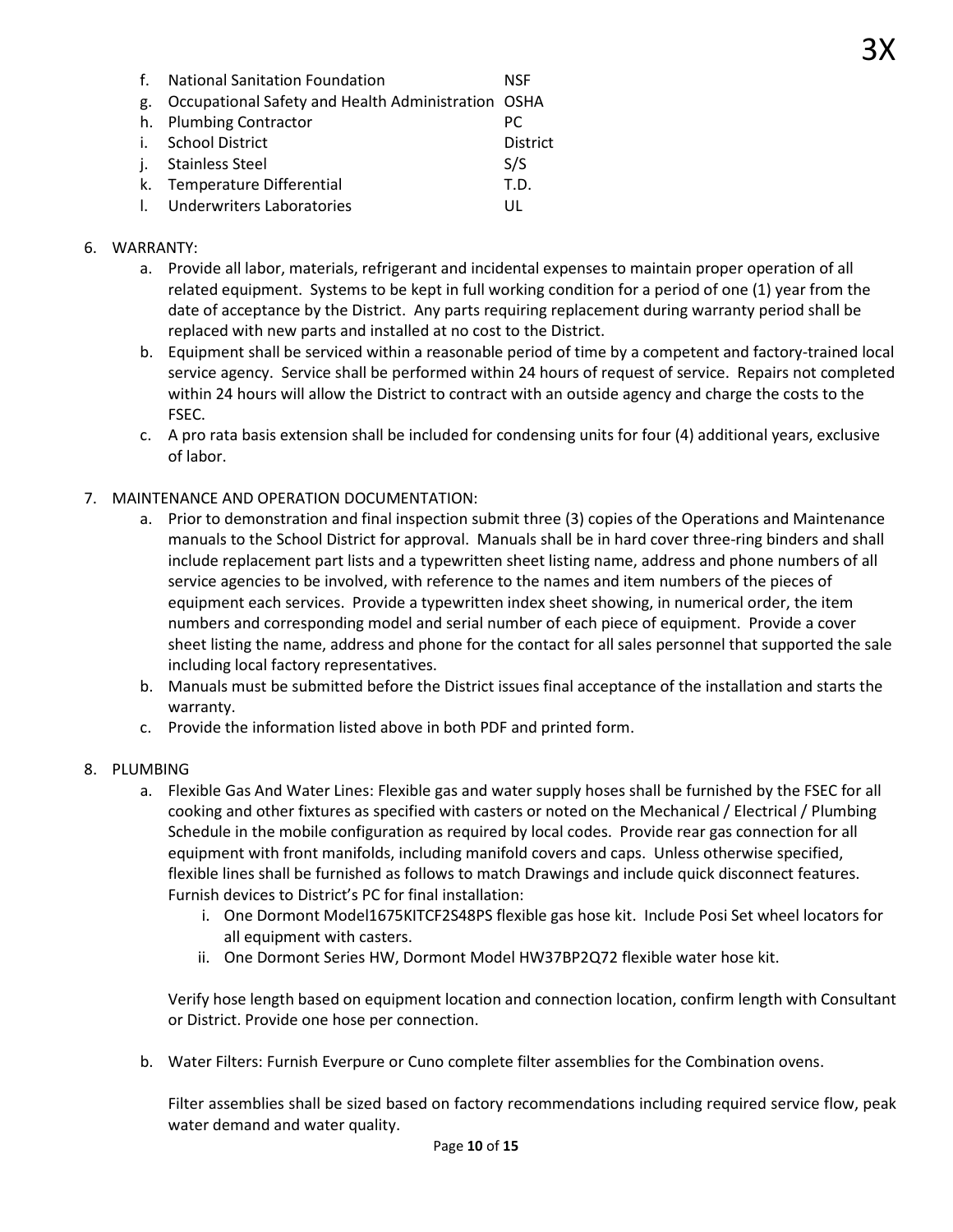f. National Sanitation Foundation NSF
g. Occupational Safety and Health Administration OSHA
h. Plumbing Contractor PC
i. School District District
j. Stainless Steel S/S
k. Temperature Differential T.D.
l. Underwriters Laboratories UL

6. WARRANTY:
   a. Provide all labor, materials, refrigerant and incidental expenses to maintain proper operation of all related equipment. Systems to be kept in full working condition for a period of one (1) year from the date of acceptance by the District. Any parts requiring replacement during warranty period shall be replaced with new parts and installed at no cost to the District.
   b. Equipment shall be serviced within a reasonable period of time by a competent and factory-trained local service agency. Service shall be performed within 24 hours of request of service. Repairs not completed within 24 hours will allow the District to contract with an outside agency and charge the costs to the FSEC.
   c. A pro rata basis extension shall be included for condensing units for four (4) additional years, exclusive of labor.

7. MAINTENANCE AND OPERATION DOCUMENTATION:
   a. Prior to demonstration and final inspection submit three (3) copies of the Operations and Maintenance manuals to the School District for approval. Manuals shall be in hard cover three-ring binders and shall include replacement part lists and a typewritten sheet listing name, address and phone numbers of all service agencies to be involved, with reference to the names and item numbers of the pieces of equipment each services. Provide a typewritten index sheet showing, in numerical order, the item numbers and corresponding model and serial number of each piece of equipment. Provide a cover sheet listing the name, address and phone for the contact for all sales personnel that supported the sale including local factory representatives.
   b. Manuals must be submitted before the District issues final acceptance of the installation and starts the warranty.
   c. Provide the information listed above in both PDF and printed form.

8. PLUMBING
   a. Flexible Gas And Water Lines: Flexible gas and water supply hoses shall be furnished by the FSEC for all cooking and other fixtures as specified with casters or noted on the Mechanical / Electrical / Plumbing Schedule in the mobile configuration as required by local codes. Provide rear gas connection for all equipment with front manifolds, including manifold covers and caps. Unless otherwise specified, flexible lines shall be furnished as follows to match Drawings and include quick disconnect features. Furnish devices to District's PC for final installation:
      i. One Dormont Model1675KITCF2S48PS flexible gas hose kit. Include Posi Set wheel locators for all equipment with casters.
      ii. One Dormont Series HW, Dormont Model HW37BP2Q72 flexible water hose kit.

      Verify hose length based on equipment location and connection location, confirm length with Consultant or District. Provide one hose per connection.

   b. Water Filters: Furnish Everpure or Cuno complete filter assemblies for the Combination ovens.

      Filter assemblies shall be sized based on factory recommendations including required service flow, peak water demand and water quality.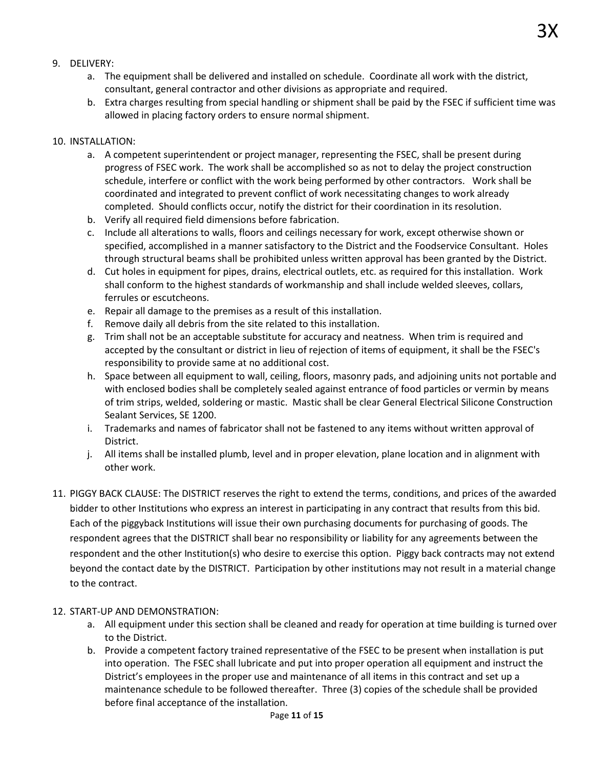9. DELIVERY:
    a. The equipment shall be delivered and installed on schedule. Coordinate all work with the district, consultant, general contractor and other divisions as appropriate and required.
    b. Extra charges resulting from special handling or shipment shall be paid by the FSEC if sufficient time was allowed in placing factory orders to ensure normal shipment.

10. INSTALLATION:
    a. A competent superintendent or project manager, representing the FSEC, shall be present during progress of FSEC work. The work shall be accomplished so as not to delay the project construction schedule, interfere or conflict with the work being performed by other contractors. Work shall be coordinated and integrated to prevent conflict of work necessitating changes to work already completed. Should conflicts occur, notify the district for their coordination in its resolution.
    b. Verify all required field dimensions before fabrication.
    c. Include all alterations to walls, floors and ceilings necessary for work, except otherwise shown or specified, accomplished in a manner satisfactory to the District and the Foodservice Consultant. Holes through structural beams shall be prohibited unless written approval has been granted by the District.
    d. Cut holes in equipment for pipes, drains, electrical outlets, etc. as required for this installation. Work shall conform to the highest standards of workmanship and shall include welded sleeves, collars, ferrules or escutcheons.
    e. Repair all damage to the premises as a result of this installation.
    f. Remove daily all debris from the site related to this installation.
    g. Trim shall not be an acceptable substitute for accuracy and neatness. When trim is required and accepted by the consultant or district in lieu of rejection of items of equipment, it shall be the FSEC's responsibility to provide same at no additional cost.
    h. Space between all equipment to wall, ceiling, floors, masonry pads, and adjoining units not portable and with enclosed bodies shall be completely sealed against entrance of food particles or vermin by means of trim strips, welded, soldering or mastic. Mastic shall be clear General Electrical Silicone Construction Sealant Services, SE 1200.
    i. Trademarks and names of fabricator shall not be fastened to any items without written approval of District.
    j. All items shall be installed plumb, level and in proper elevation, plane location and in alignment with other work.

11. PIGGY BACK CLAUSE: The DISTRICT reserves the right to extend the terms, conditions, and prices of the awarded bidder to other Institutions who express an interest in participating in any contract that results from this bid. Each of the piggyback Institutions will issue their own purchasing documents for purchasing of goods. The respondent agrees that the DISTRICT shall bear no responsibility or liability for any agreements between the respondent and the other Institution(s) who desire to exercise this option. Piggy back contracts may not extend beyond the contact date by the DISTRICT. Participation by other institutions may not result in a material change to the contract.

12. START-UP AND DEMONSTRATION:
    a. All equipment under this section shall be cleaned and ready for operation at time building is turned over to the District.
    b. Provide a competent factory trained representative of the FSEC to be present when installation is put into operation. The FSEC shall lubricate and put into proper operation all equipment and instruct the District's employees in the proper use and maintenance of all items in this contract and set up a maintenance schedule to be followed thereafter. Three (3) copies of the schedule shall be provided before final acceptance of the installation.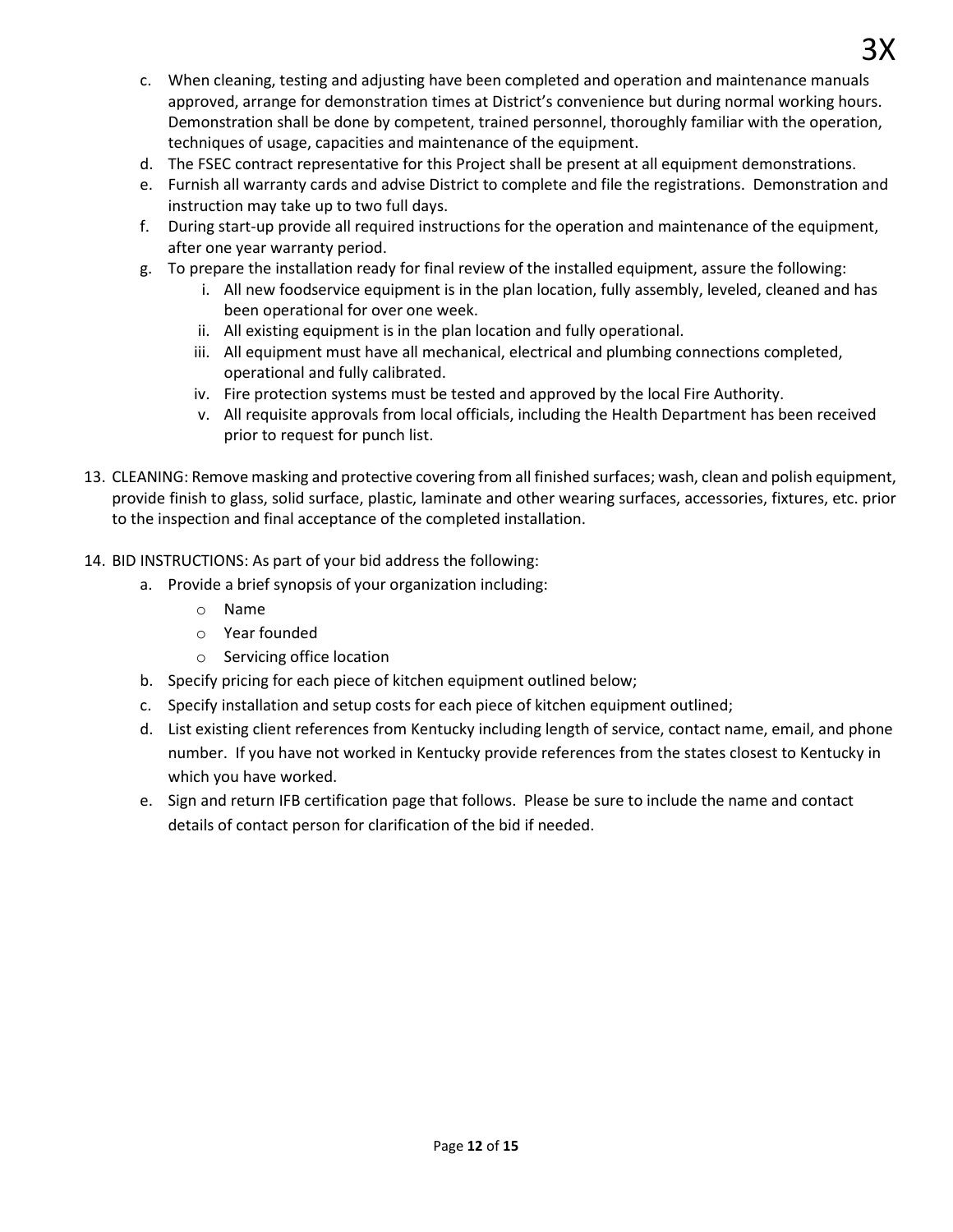c. When cleaning, testing and adjusting have been completed and operation and maintenance manuals approved, arrange for demonstration times at District's convenience but during normal working hours. Demonstration shall be done by competent, trained personnel, thoroughly familiar with the operation, techniques of usage, capacities and maintenance of the equipment.

d. The FSEC contract representative for this Project shall be present at all equipment demonstrations.

e. Furnish all warranty cards and advise District to complete and file the registrations. Demonstration and instruction may take up to two full days.

f. During start-up provide all required instructions for the operation and maintenance of the equipment, after one year warranty period.

g. To prepare the installation ready for final review of the installed equipment, assure the following:
   - i. All new foodservice equipment is in the plan location, fully assembly, leveled, cleaned and has been operational for over one week.
   - ii. All existing equipment is in the plan location and fully operational.
   - iii. All equipment must have all mechanical, electrical and plumbing connections completed, operational and fully calibrated.
   - iv. Fire protection systems must be tested and approved by the local Fire Authority.
   - v. All requisite approvals from local officials, including the Health Department has been received prior to request for punch list.

13. CLEANING: Remove masking and protective covering from all finished surfaces; wash, clean and polish equipment, provide finish to glass, solid surface, plastic, laminate and other wearing surfaces, accessories, fixtures, etc. prior to the inspection and final acceptance of the completed installation.

14. BID INSTRUCTIONS: As part of your bid address the following:

    a. Provide a brief synopsis of your organization including:
       - Name
       - Year founded
       - Servicing office location

    b. Specify pricing for each piece of kitchen equipment outlined below;

    c. Specify installation and setup costs for each piece of kitchen equipment outlined;

    d. List existing client references from Kentucky including length of service, contact name, email, and phone number. If you have not worked in Kentucky provide references from the states closest to Kentucky in which you have worked.

    e. Sign and return IFB certification page that follows. Please be sure to include the name and contact details of contact person for clarification of the bid if needed.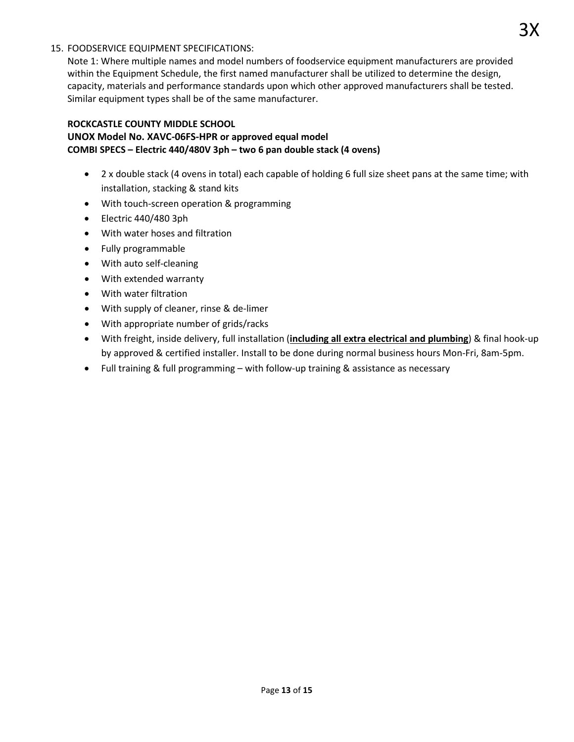3X

15. FOODSERVICE EQUIPMENT SPECIFICATIONS:

    Note 1: Where multiple names and model numbers of foodservice equipment manufacturers are provided within the Equipment Schedule, the first named manufacturer shall be utilized to determine the design, capacity, materials and performance standards upon which other approved manufacturers shall be tested. Similar equipment types shall be of the same manufacturer.

**ROCKCASTLE COUNTY MIDDLE SCHOOL**
**UNOX Model No. XAVC-06FS-HPR or approved equal model**
**COMBI SPECS – Electric 440/480V 3ph – two 6 pan double stack (4 ovens)**

- 2 x double stack (4 ovens in total) each capable of holding 6 full size sheet pans at the same time; with installation, stacking & stand kits
- With touch-screen operation & programming
- Electric 440/480 3ph
- With water hoses and filtration
- Fully programmable
- With auto self-cleaning
- With extended warranty
- With water filtration
- With supply of cleaner, rinse & de-limer
- With appropriate number of grids/racks
- With freight, inside delivery, full installation (**<u>including all extra electrical and plumbing</u>**) & final hook-up by approved & certified installer. Install to be done during normal business hours Mon-Fri, 8am-5pm.
- Full training & full programming – with follow-up training & assistance as necessary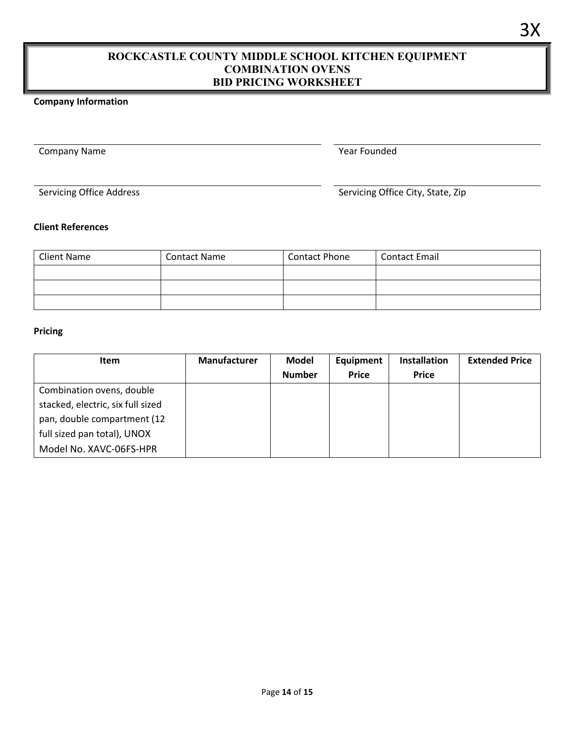3X

# ROCKCASTLE COUNTY MIDDLE SCHOOL KITCHEN EQUIPMENT
# COMBINATION OVENS
# BID PRICING WORKSHEET

**Company Information**

| Company Name | Year Founded |
|---|---|
| | |

| Servicing Office Address | Servicing Office City, State, Zip |
|---|---|
| | |

**Client References**

| Client Name | Contact Name | Contact Phone | Contact Email |
|---|---|---|---|
| | | | |
| | | | |
| | | | |

**Pricing**

| Item | Manufacturer | Model Number | Equipment Price | Installation Price | Extended Price |
|---|---|---|---|---|---|
| Combination ovens, double stacked, electric, six full sized pan, double compartment (12 full sized pan total), UNOX Model No. XAVC-06FS-HPR | | | | | |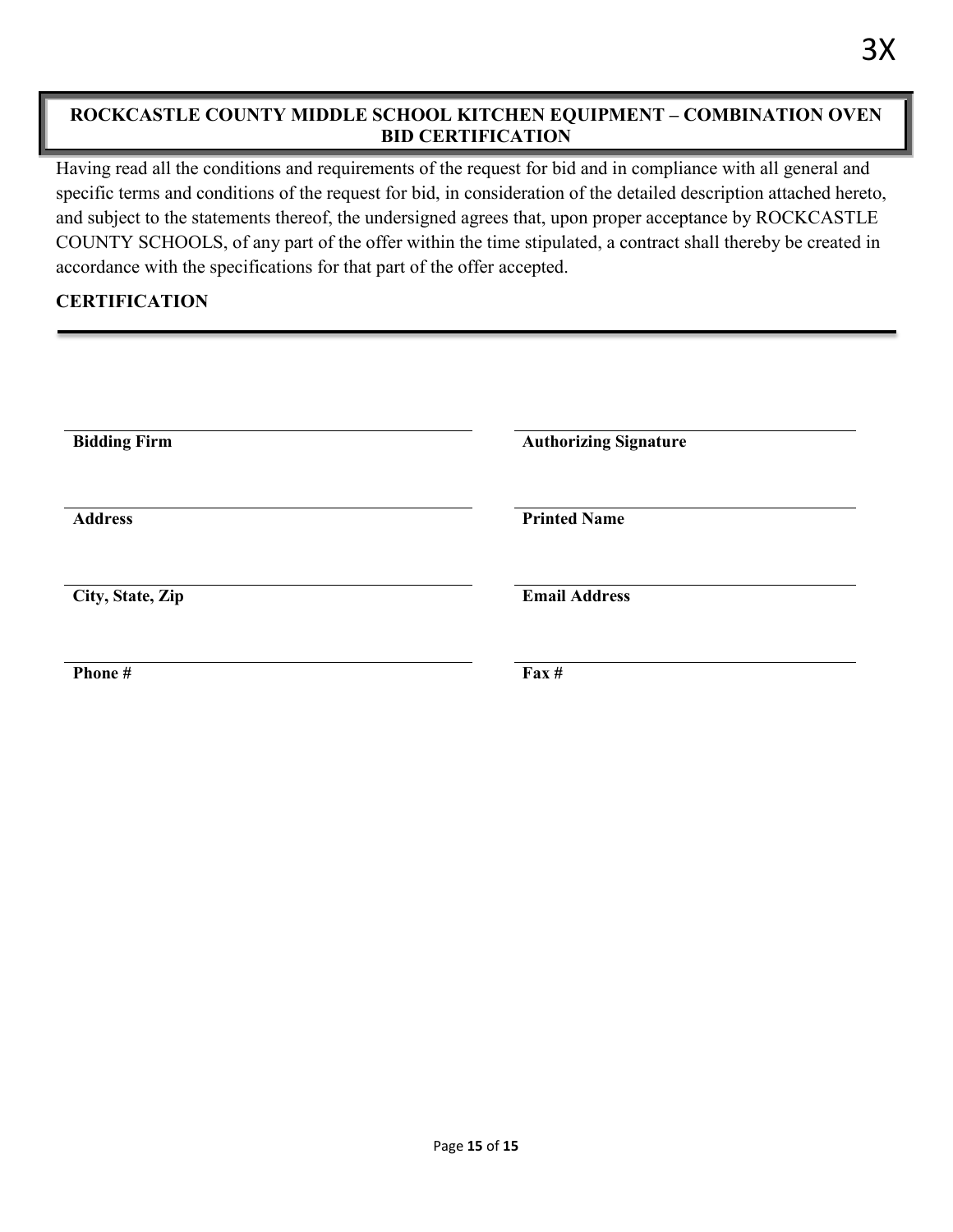3X

## ROCKCASTLE COUNTY MIDDLE SCHOOL KITCHEN EQUIPMENT – COMBINATION OVEN BID CERTIFICATION

Having read all the conditions and requirements of the request for bid and in compliance with all general and specific terms and conditions of the request for bid, in consideration of the detailed description attached hereto, and subject to the statements thereof, the undersigned agrees that, upon proper acceptance by ROCKCASTLE COUNTY SCHOOLS, of any part of the offer within the time stipulated, a contract shall thereby be created in accordance with the specifications for that part of the offer accepted.

### CERTIFICATION

---

| | |
|---|---|
| \_\_\_\_\_\_\_\_\_\_\_\_\_\_\_\_\_\_\_\_ | \_\_\_\_\_\_\_\_\_\_\_\_\_\_\_\_\_\_\_\_ |
| **Bidding Firm** | **Authorizing Signature** |
| \_\_\_\_\_\_\_\_\_\_\_\_\_\_\_\_\_\_\_\_ | \_\_\_\_\_\_\_\_\_\_\_\_\_\_\_\_\_\_\_\_ |
| **Address** | **Printed Name** |
| \_\_\_\_\_\_\_\_\_\_\_\_\_\_\_\_\_\_\_\_ | \_\_\_\_\_\_\_\_\_\_\_\_\_\_\_\_\_\_\_\_ |
| **City, State, Zip** | **Email Address** |
| \_\_\_\_\_\_\_\_\_\_\_\_\_\_\_\_\_\_\_\_ | \_\_\_\_\_\_\_\_\_\_\_\_\_\_\_\_\_\_\_\_ |
| **Phone #** | **Fax #** |